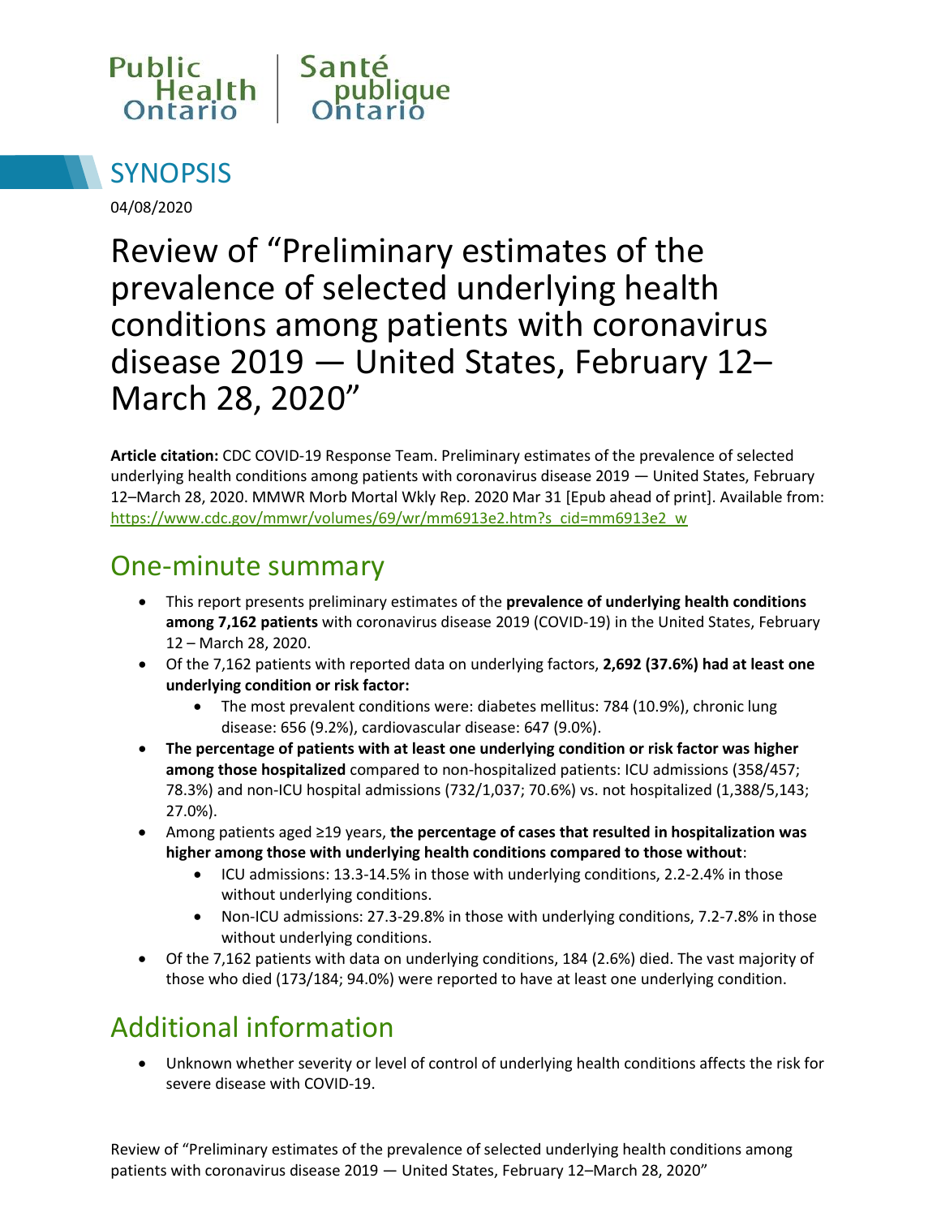Public Health Ontario | Santé publique Ontario

# SYNOPSIS

04/08/2020

# Review of "Preliminary estimates of the prevalence of selected underlying health conditions among patients with coronavirus disease 2019 — United States, February 12–March 28, 2020"

**Article citation:** CDC COVID-19 Response Team. Preliminary estimates of the prevalence of selected underlying health conditions among patients with coronavirus disease 2019 — United States, February 12–March 28, 2020. MMWR Morb Mortal Wkly Rep. 2020 Mar 31 [Epub ahead of print]. Available from: https://www.cdc.gov/mmwr/volumes/69/wr/mm6913e2.htm?s_cid=mm6913e2_w

## One-minute summary

- This report presents preliminary estimates of the **prevalence of underlying health conditions among 7,162 patients** with coronavirus disease 2019 (COVID-19) in the United States, February 12 – March 28, 2020.
- Of the 7,162 patients with reported data on underlying factors, **2,692 (37.6%) had at least one underlying condition or risk factor:**
  - The most prevalent conditions were: diabetes mellitus: 784 (10.9%), chronic lung disease: 656 (9.2%), cardiovascular disease: 647 (9.0%).
- **The percentage of patients with at least one underlying condition or risk factor was higher among those hospitalized** compared to non-hospitalized patients: ICU admissions (358/457; 78.3%) and non-ICU hospital admissions (732/1,037; 70.6%) vs. not hospitalized (1,388/5,143; 27.0%).
- Among patients aged ≥19 years, **the percentage of cases that resulted in hospitalization was higher among those with underlying health conditions compared to those without**:
  - ICU admissions: 13.3-14.5% in those with underlying conditions, 2.2-2.4% in those without underlying conditions.
  - Non-ICU admissions: 27.3-29.8% in those with underlying conditions, 7.2-7.8% in those without underlying conditions.
- Of the 7,162 patients with data on underlying conditions, 184 (2.6%) died. The vast majority of those who died (173/184; 94.0%) were reported to have at least one underlying condition.

## Additional information

- Unknown whether severity or level of control of underlying health conditions affects the risk for severe disease with COVID-19.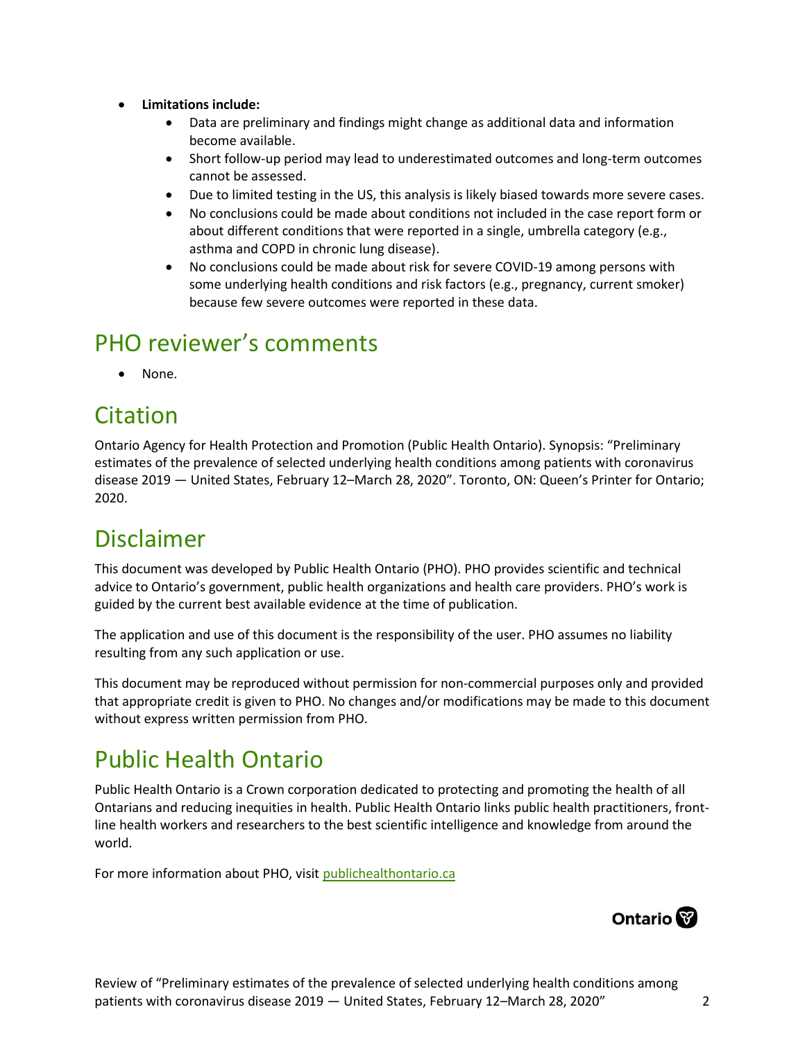- **Limitations include:**
    - Data are preliminary and findings might change as additional data and information become available.
    - Short follow-up period may lead to underestimated outcomes and long-term outcomes cannot be assessed.
    - Due to limited testing in the US, this analysis is likely biased towards more severe cases.
    - No conclusions could be made about conditions not included in the case report form or about different conditions that were reported in a single, umbrella category (e.g., asthma and COPD in chronic lung disease).
    - No conclusions could be made about risk for severe COVID-19 among persons with some underlying health conditions and risk factors (e.g., pregnancy, current smoker) because few severe outcomes were reported in these data.

# PHO reviewer's comments

- None.

# Citation

Ontario Agency for Health Protection and Promotion (Public Health Ontario). Synopsis: "Preliminary estimates of the prevalence of selected underlying health conditions among patients with coronavirus disease 2019 — United States, February 12–March 28, 2020". Toronto, ON: Queen's Printer for Ontario; 2020.

# Disclaimer

This document was developed by Public Health Ontario (PHO). PHO provides scientific and technical advice to Ontario's government, public health organizations and health care providers. PHO's work is guided by the current best available evidence at the time of publication.

The application and use of this document is the responsibility of the user. PHO assumes no liability resulting from any such application or use.

This document may be reproduced without permission for non-commercial purposes only and provided that appropriate credit is given to PHO. No changes and/or modifications may be made to this document without express written permission from PHO.

# Public Health Ontario

Public Health Ontario is a Crown corporation dedicated to protecting and promoting the health of all Ontarians and reducing inequities in health. Public Health Ontario links public health practitioners, front-line health workers and researchers to the best scientific intelligence and knowledge from around the world.

For more information about PHO, visit [publichealthontario.ca](publichealthontario.ca)

Ontario